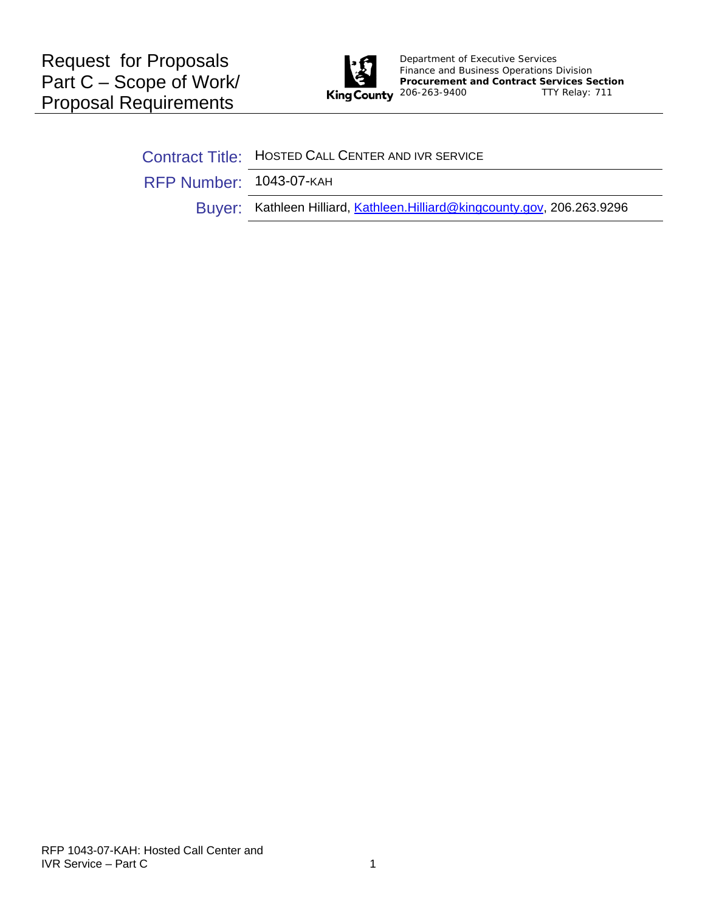# Request for Proposals
# Part C – Scope of Work/ Proposal Requirements

Department of Executive Services
Finance and Business Operations Division
**Procurement and Contract Services Section**
206-263-9400 TTY Relay: 711

| | |
|---|---|
| Contract Title: | HOSTED CALL CENTER AND IVR SERVICE |
| RFP Number: | 1043-07-KAH |
| Buyer: | Kathleen Hilliard, Kathleen.Hilliard@kingcounty.gov, 206.263.9296 |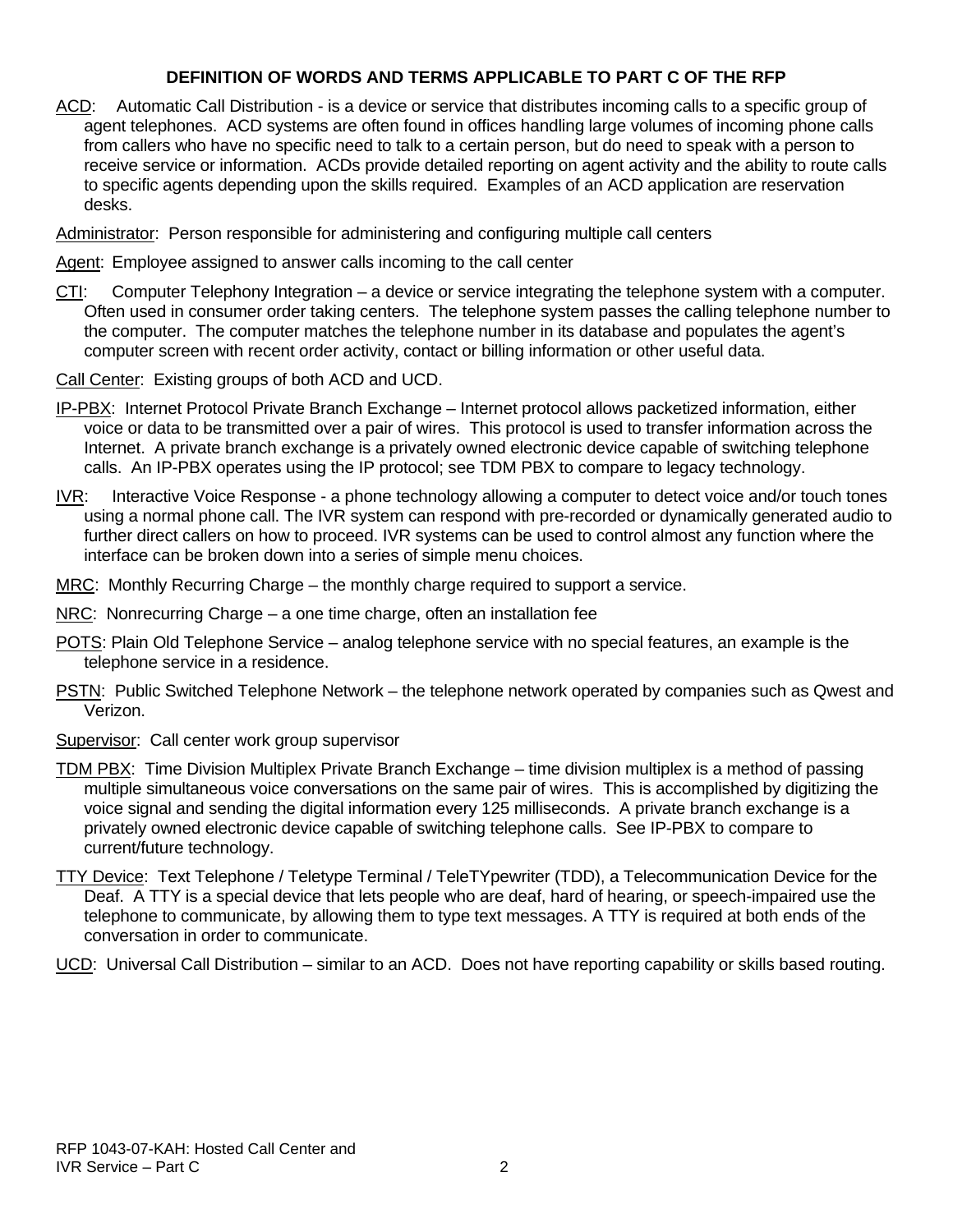## DEFINITION OF WORDS AND TERMS APPLICABLE TO PART C OF THE RFP

<u>ACD</u>: Automatic Call Distribution - is a device or service that distributes incoming calls to a specific group of agent telephones. ACD systems are often found in offices handling large volumes of incoming phone calls from callers who have no specific need to talk to a certain person, but do need to speak with a person to receive service or information. ACDs provide detailed reporting on agent activity and the ability to route calls to specific agents depending upon the skills required. Examples of an ACD application are reservation desks.

<u>Administrator</u>: Person responsible for administering and configuring multiple call centers

<u>Agent</u>: Employee assigned to answer calls incoming to the call center

<u>CTI</u>: Computer Telephony Integration – a device or service integrating the telephone system with a computer. Often used in consumer order taking centers. The telephone system passes the calling telephone number to the computer. The computer matches the telephone number in its database and populates the agent's computer screen with recent order activity, contact or billing information or other useful data.

<u>Call Center</u>: Existing groups of both ACD and UCD.

<u>IP-PBX</u>: Internet Protocol Private Branch Exchange – Internet protocol allows packetized information, either voice or data to be transmitted over a pair of wires. This protocol is used to transfer information across the Internet. A private branch exchange is a privately owned electronic device capable of switching telephone calls. An IP-PBX operates using the IP protocol; see TDM PBX to compare to legacy technology.

<u>IVR</u>: Interactive Voice Response - a phone technology allowing a computer to detect voice and/or touch tones using a normal phone call. The IVR system can respond with pre-recorded or dynamically generated audio to further direct callers on how to proceed. IVR systems can be used to control almost any function where the interface can be broken down into a series of simple menu choices.

<u>MRC</u>: Monthly Recurring Charge – the monthly charge required to support a service.

<u>NRC</u>: Nonrecurring Charge – a one time charge, often an installation fee

<u>POTS</u>: Plain Old Telephone Service – analog telephone service with no special features, an example is the telephone service in a residence.

<u>PSTN</u>: Public Switched Telephone Network – the telephone network operated by companies such as Qwest and Verizon.

<u>Supervisor</u>: Call center work group supervisor

<u>TDM PBX</u>: Time Division Multiplex Private Branch Exchange – time division multiplex is a method of passing multiple simultaneous voice conversations on the same pair of wires. This is accomplished by digitizing the voice signal and sending the digital information every 125 milliseconds. A private branch exchange is a privately owned electronic device capable of switching telephone calls. See IP-PBX to compare to current/future technology.

<u>TTY Device</u>: Text Telephone / Teletype Terminal / TeleTYpewriter (TDD), a Telecommunication Device for the Deaf. A TTY is a special device that lets people who are deaf, hard of hearing, or speech-impaired use the telephone to communicate, by allowing them to type text messages. A TTY is required at both ends of the conversation in order to communicate.

<u>UCD</u>: Universal Call Distribution – similar to an ACD. Does not have reporting capability or skills based routing.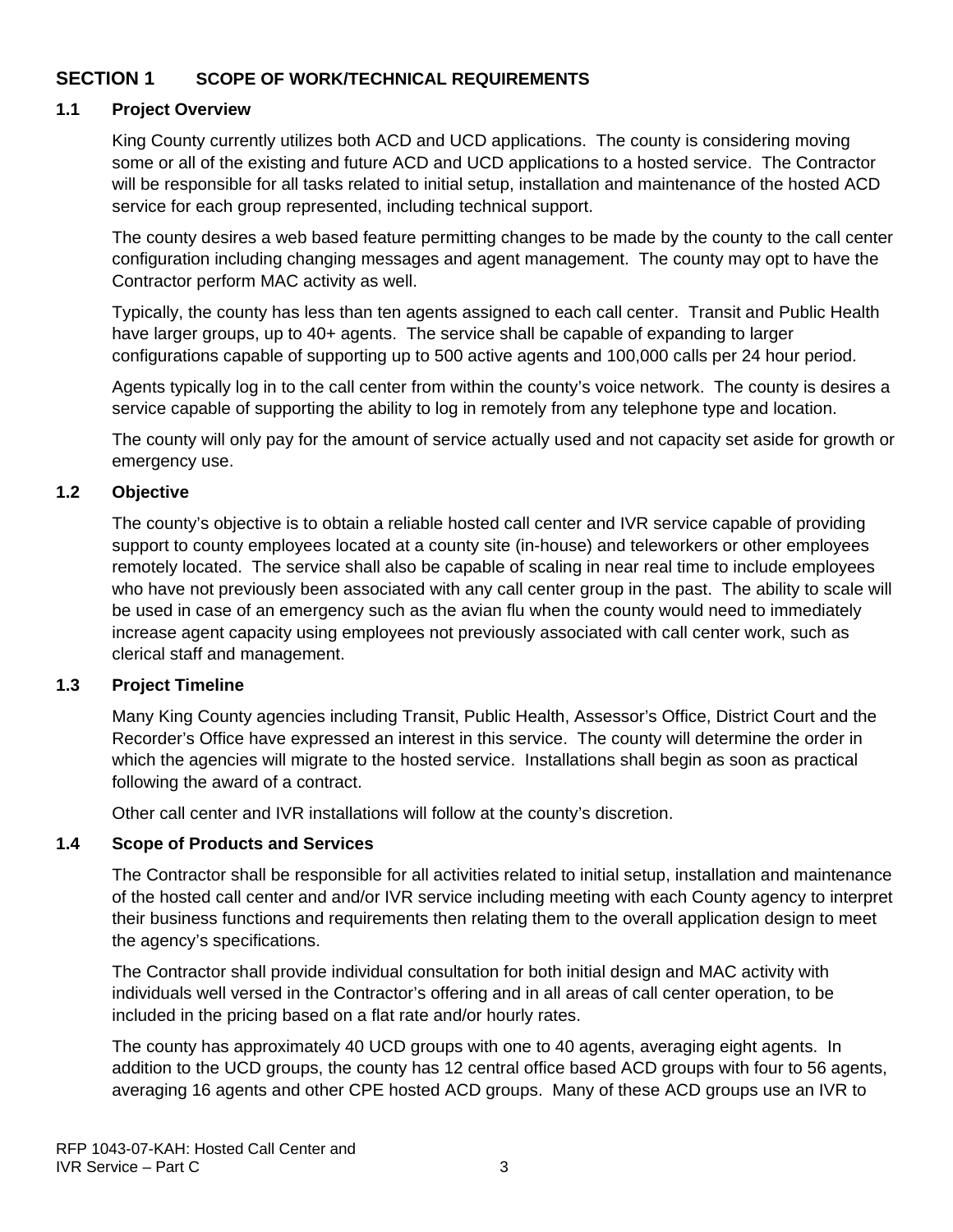# SECTION 1 SCOPE OF WORK/TECHNICAL REQUIREMENTS

## 1.1 Project Overview

King County currently utilizes both ACD and UCD applications. The county is considering moving some or all of the existing and future ACD and UCD applications to a hosted service. The Contractor will be responsible for all tasks related to initial setup, installation and maintenance of the hosted ACD service for each group represented, including technical support.

The county desires a web based feature permitting changes to be made by the county to the call center configuration including changing messages and agent management. The county may opt to have the Contractor perform MAC activity as well.

Typically, the county has less than ten agents assigned to each call center. Transit and Public Health have larger groups, up to 40+ agents. The service shall be capable of expanding to larger configurations capable of supporting up to 500 active agents and 100,000 calls per 24 hour period.

Agents typically log in to the call center from within the county's voice network. The county is desires a service capable of supporting the ability to log in remotely from any telephone type and location.

The county will only pay for the amount of service actually used and not capacity set aside for growth or emergency use.

## 1.2 Objective

The county's objective is to obtain a reliable hosted call center and IVR service capable of providing support to county employees located at a county site (in-house) and teleworkers or other employees remotely located. The service shall also be capable of scaling in near real time to include employees who have not previously been associated with any call center group in the past. The ability to scale will be used in case of an emergency such as the avian flu when the county would need to immediately increase agent capacity using employees not previously associated with call center work, such as clerical staff and management.

## 1.3 Project Timeline

Many King County agencies including Transit, Public Health, Assessor's Office, District Court and the Recorder's Office have expressed an interest in this service. The county will determine the order in which the agencies will migrate to the hosted service. Installations shall begin as soon as practical following the award of a contract.

Other call center and IVR installations will follow at the county's discretion.

## 1.4 Scope of Products and Services

The Contractor shall be responsible for all activities related to initial setup, installation and maintenance of the hosted call center and and/or IVR service including meeting with each County agency to interpret their business functions and requirements then relating them to the overall application design to meet the agency's specifications.

The Contractor shall provide individual consultation for both initial design and MAC activity with individuals well versed in the Contractor's offering and in all areas of call center operation, to be included in the pricing based on a flat rate and/or hourly rates.

The county has approximately 40 UCD groups with one to 40 agents, averaging eight agents. In addition to the UCD groups, the county has 12 central office based ACD groups with four to 56 agents, averaging 16 agents and other CPE hosted ACD groups. Many of these ACD groups use an IVR to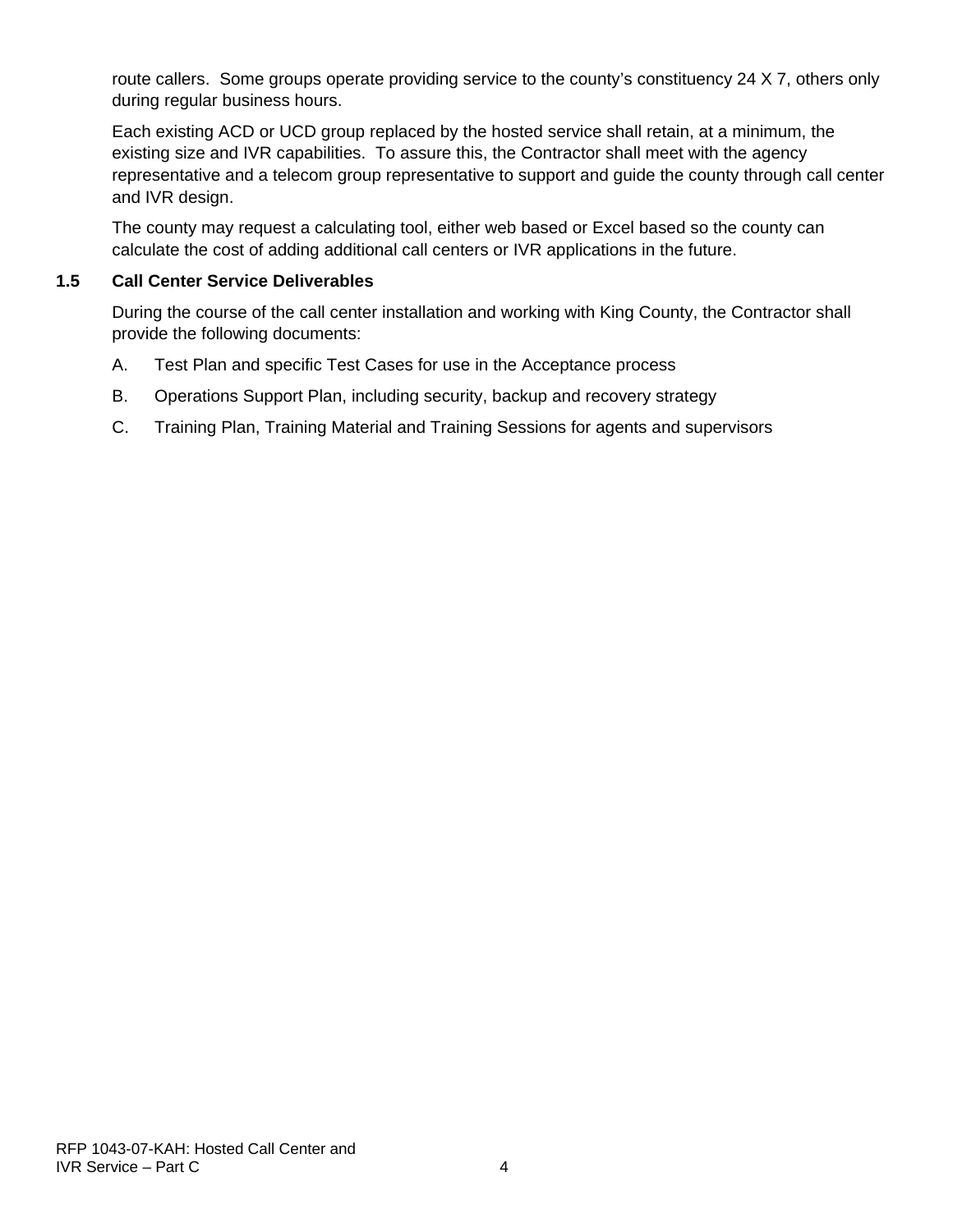route callers. Some groups operate providing service to the county's constituency 24 X 7, others only during regular business hours.

Each existing ACD or UCD group replaced by the hosted service shall retain, at a minimum, the existing size and IVR capabilities. To assure this, the Contractor shall meet with the agency representative and a telecom group representative to support and guide the county through call center and IVR design.

The county may request a calculating tool, either web based or Excel based so the county can calculate the cost of adding additional call centers or IVR applications in the future.

### 1.5 Call Center Service Deliverables

During the course of the call center installation and working with King County, the Contractor shall provide the following documents:

A. Test Plan and specific Test Cases for use in the Acceptance process

B. Operations Support Plan, including security, backup and recovery strategy

C. Training Plan, Training Material and Training Sessions for agents and supervisors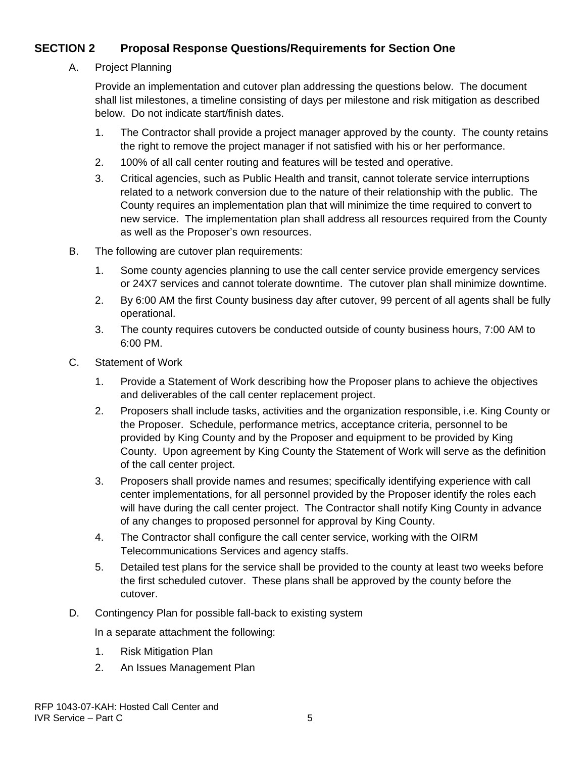## SECTION 2 Proposal Response Questions/Requirements for Section One

A. Project Planning

Provide an implementation and cutover plan addressing the questions below. The document shall list milestones, a timeline consisting of days per milestone and risk mitigation as described below. Do not indicate start/finish dates.

1. The Contractor shall provide a project manager approved by the county. The county retains the right to remove the project manager if not satisfied with his or her performance.
2. 100% of all call center routing and features will be tested and operative.
3. Critical agencies, such as Public Health and transit, cannot tolerate service interruptions related to a network conversion due to the nature of their relationship with the public. The County requires an implementation plan that will minimize the time required to convert to new service. The implementation plan shall address all resources required from the County as well as the Proposer's own resources.

B. The following are cutover plan requirements:

1. Some county agencies planning to use the call center service provide emergency services or 24X7 services and cannot tolerate downtime. The cutover plan shall minimize downtime.
2. By 6:00 AM the first County business day after cutover, 99 percent of all agents shall be fully operational.
3. The county requires cutovers be conducted outside of county business hours, 7:00 AM to 6:00 PM.

C. Statement of Work

1. Provide a Statement of Work describing how the Proposer plans to achieve the objectives and deliverables of the call center replacement project.
2. Proposers shall include tasks, activities and the organization responsible, i.e. King County or the Proposer. Schedule, performance metrics, acceptance criteria, personnel to be provided by King County and by the Proposer and equipment to be provided by King County. Upon agreement by King County the Statement of Work will serve as the definition of the call center project.
3. Proposers shall provide names and resumes; specifically identifying experience with call center implementations, for all personnel provided by the Proposer identify the roles each will have during the call center project. The Contractor shall notify King County in advance of any changes to proposed personnel for approval by King County.
4. The Contractor shall configure the call center service, working with the OIRM Telecommunications Services and agency staffs.
5. Detailed test plans for the service shall be provided to the county at least two weeks before the first scheduled cutover. These plans shall be approved by the county before the cutover.

D. Contingency Plan for possible fall-back to existing system

In a separate attachment the following:

1. Risk Mitigation Plan
2. An Issues Management Plan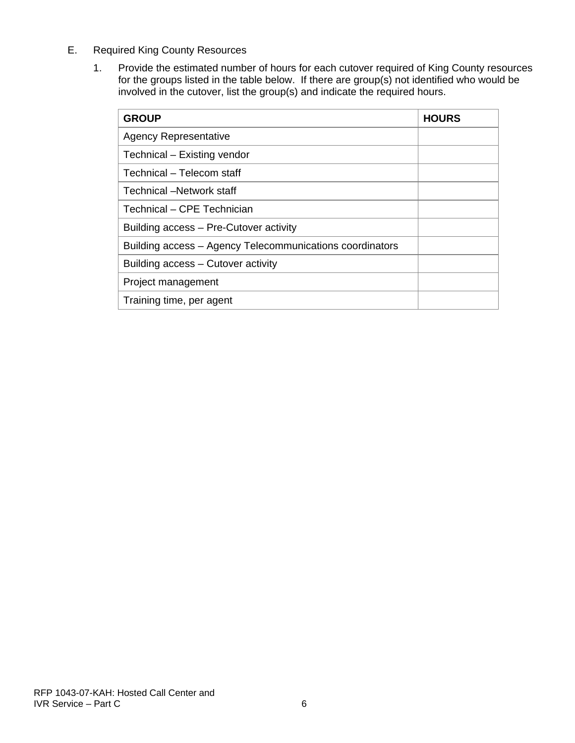E. Required King County Resources

1. Provide the estimated number of hours for each cutover required of King County resources for the groups listed in the table below. If there are group(s) not identified who would be involved in the cutover, list the group(s) and indicate the required hours.

| GROUP | HOURS |
| --- | --- |
| Agency Representative | |
| Technical – Existing vendor | |
| Technical – Telecom staff | |
| Technical –Network staff | |
| Technical – CPE Technician | |
| Building access – Pre-Cutover activity | |
| Building access – Agency Telecommunications coordinators | |
| Building access – Cutover activity | |
| Project management | |
| Training time, per agent | |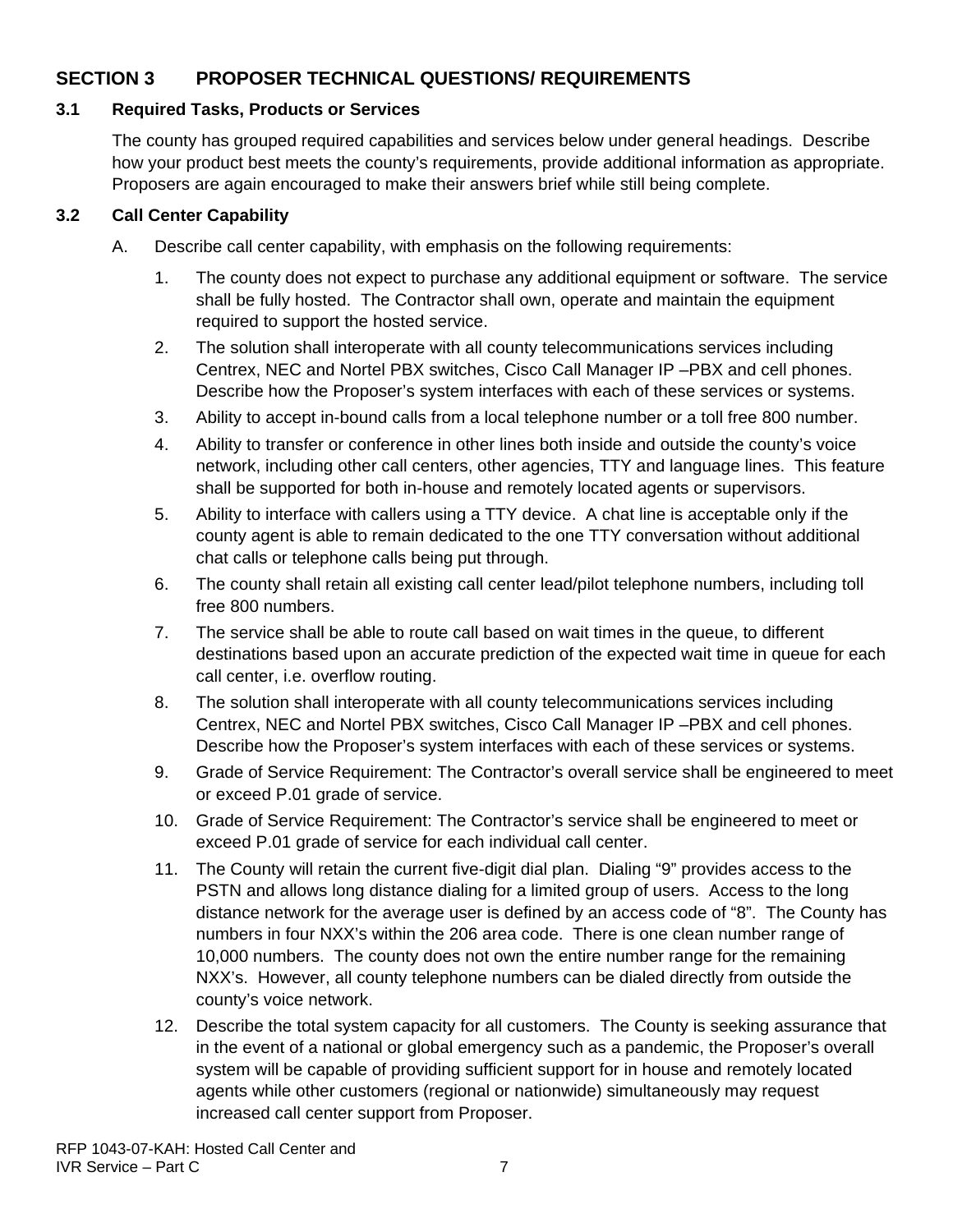## SECTION 3 PROPOSER TECHNICAL QUESTIONS/ REQUIREMENTS

### 3.1 Required Tasks, Products or Services

The county has grouped required capabilities and services below under general headings. Describe how your product best meets the county's requirements, provide additional information as appropriate. Proposers are again encouraged to make their answers brief while still being complete.

### 3.2 Call Center Capability

A. Describe call center capability, with emphasis on the following requirements:

1. The county does not expect to purchase any additional equipment or software. The service shall be fully hosted. The Contractor shall own, operate and maintain the equipment required to support the hosted service.
2. The solution shall interoperate with all county telecommunications services including Centrex, NEC and Nortel PBX switches, Cisco Call Manager IP –PBX and cell phones. Describe how the Proposer's system interfaces with each of these services or systems.
3. Ability to accept in-bound calls from a local telephone number or a toll free 800 number.
4. Ability to transfer or conference in other lines both inside and outside the county's voice network, including other call centers, other agencies, TTY and language lines. This feature shall be supported for both in-house and remotely located agents or supervisors.
5. Ability to interface with callers using a TTY device. A chat line is acceptable only if the county agent is able to remain dedicated to the one TTY conversation without additional chat calls or telephone calls being put through.
6. The county shall retain all existing call center lead/pilot telephone numbers, including toll free 800 numbers.
7. The service shall be able to route call based on wait times in the queue, to different destinations based upon an accurate prediction of the expected wait time in queue for each call center, i.e. overflow routing.
8. The solution shall interoperate with all county telecommunications services including Centrex, NEC and Nortel PBX switches, Cisco Call Manager IP –PBX and cell phones. Describe how the Proposer's system interfaces with each of these services or systems.
9. Grade of Service Requirement: The Contractor's overall service shall be engineered to meet or exceed P.01 grade of service.
10. Grade of Service Requirement: The Contractor's service shall be engineered to meet or exceed P.01 grade of service for each individual call center.
11. The County will retain the current five-digit dial plan. Dialing "9" provides access to the PSTN and allows long distance dialing for a limited group of users. Access to the long distance network for the average user is defined by an access code of "8". The County has numbers in four NXX's within the 206 area code. There is one clean number range of 10,000 numbers. The county does not own the entire number range for the remaining NXX's. However, all county telephone numbers can be dialed directly from outside the county's voice network.
12. Describe the total system capacity for all customers. The County is seeking assurance that in the event of a national or global emergency such as a pandemic, the Proposer's overall system will be capable of providing sufficient support for in house and remotely located agents while other customers (regional or nationwide) simultaneously may request increased call center support from Proposer.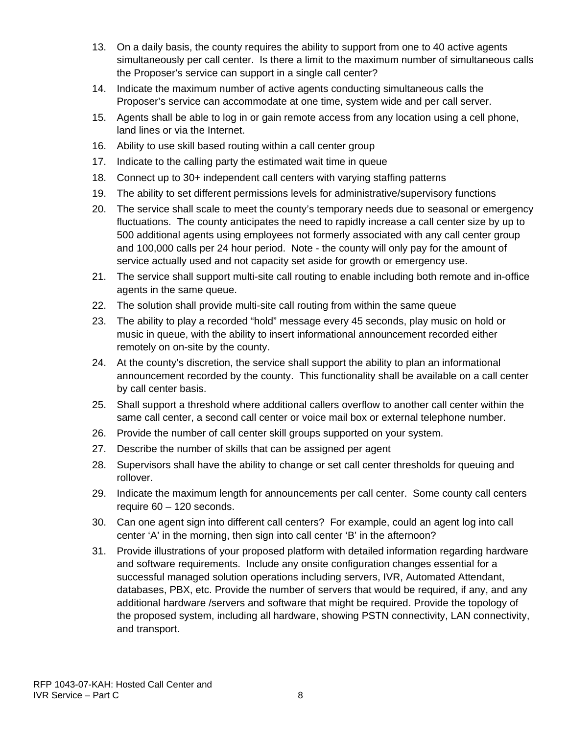13. On a daily basis, the county requires the ability to support from one to 40 active agents simultaneously per call center. Is there a limit to the maximum number of simultaneous calls the Proposer's service can support in a single call center?
14. Indicate the maximum number of active agents conducting simultaneous calls the Proposer's service can accommodate at one time, system wide and per call server.
15. Agents shall be able to log in or gain remote access from any location using a cell phone, land lines or via the Internet.
16. Ability to use skill based routing within a call center group
17. Indicate to the calling party the estimated wait time in queue
18. Connect up to 30+ independent call centers with varying staffing patterns
19. The ability to set different permissions levels for administrative/supervisory functions
20. The service shall scale to meet the county's temporary needs due to seasonal or emergency fluctuations. The county anticipates the need to rapidly increase a call center size by up to 500 additional agents using employees not formerly associated with any call center group and 100,000 calls per 24 hour period. Note - the county will only pay for the amount of service actually used and not capacity set aside for growth or emergency use.
21. The service shall support multi-site call routing to enable including both remote and in-office agents in the same queue.
22. The solution shall provide multi-site call routing from within the same queue
23. The ability to play a recorded "hold" message every 45 seconds, play music on hold or music in queue, with the ability to insert informational announcement recorded either remotely on on-site by the county.
24. At the county's discretion, the service shall support the ability to plan an informational announcement recorded by the county. This functionality shall be available on a call center by call center basis.
25. Shall support a threshold where additional callers overflow to another call center within the same call center, a second call center or voice mail box or external telephone number.
26. Provide the number of call center skill groups supported on your system.
27. Describe the number of skills that can be assigned per agent
28. Supervisors shall have the ability to change or set call center thresholds for queuing and rollover.
29. Indicate the maximum length for announcements per call center. Some county call centers require 60 – 120 seconds.
30. Can one agent sign into different call centers? For example, could an agent log into call center 'A' in the morning, then sign into call center 'B' in the afternoon?
31. Provide illustrations of your proposed platform with detailed information regarding hardware and software requirements. Include any onsite configuration changes essential for a successful managed solution operations including servers, IVR, Automated Attendant, databases, PBX, etc. Provide the number of servers that would be required, if any, and any additional hardware /servers and software that might be required. Provide the topology of the proposed system, including all hardware, showing PSTN connectivity, LAN connectivity, and transport.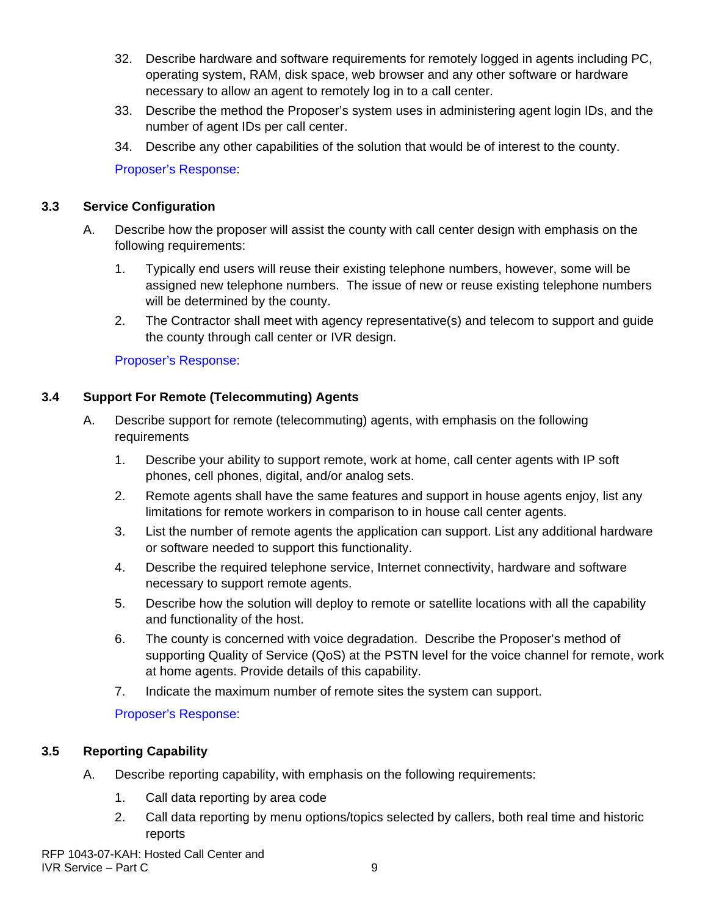32. Describe hardware and software requirements for remotely logged in agents including PC, operating system, RAM, disk space, web browser and any other software or hardware necessary to allow an agent to remotely log in to a call center.
33. Describe the method the Proposer's system uses in administering agent login IDs, and the number of agent IDs per call center.
34. Describe any other capabilities of the solution that would be of interest to the county.

Proposer's Response:

### 3.3 Service Configuration

A. Describe how the proposer will assist the county with call center design with emphasis on the following requirements:

1. Typically end users will reuse their existing telephone numbers, however, some will be assigned new telephone numbers. The issue of new or reuse existing telephone numbers will be determined by the county.
2. The Contractor shall meet with agency representative(s) and telecom to support and guide the county through call center or IVR design.

Proposer's Response:

### 3.4 Support For Remote (Telecommuting) Agents

A. Describe support for remote (telecommuting) agents, with emphasis on the following requirements

1. Describe your ability to support remote, work at home, call center agents with IP soft phones, cell phones, digital, and/or analog sets.
2. Remote agents shall have the same features and support in house agents enjoy, list any limitations for remote workers in comparison to in house call center agents.
3. List the number of remote agents the application can support. List any additional hardware or software needed to support this functionality.
4. Describe the required telephone service, Internet connectivity, hardware and software necessary to support remote agents.
5. Describe how the solution will deploy to remote or satellite locations with all the capability and functionality of the host.
6. The county is concerned with voice degradation. Describe the Proposer's method of supporting Quality of Service (QoS) at the PSTN level for the voice channel for remote, work at home agents. Provide details of this capability.
7. Indicate the maximum number of remote sites the system can support.

Proposer's Response:

### 3.5 Reporting Capability

A. Describe reporting capability, with emphasis on the following requirements:

1. Call data reporting by area code
2. Call data reporting by menu options/topics selected by callers, both real time and historic reports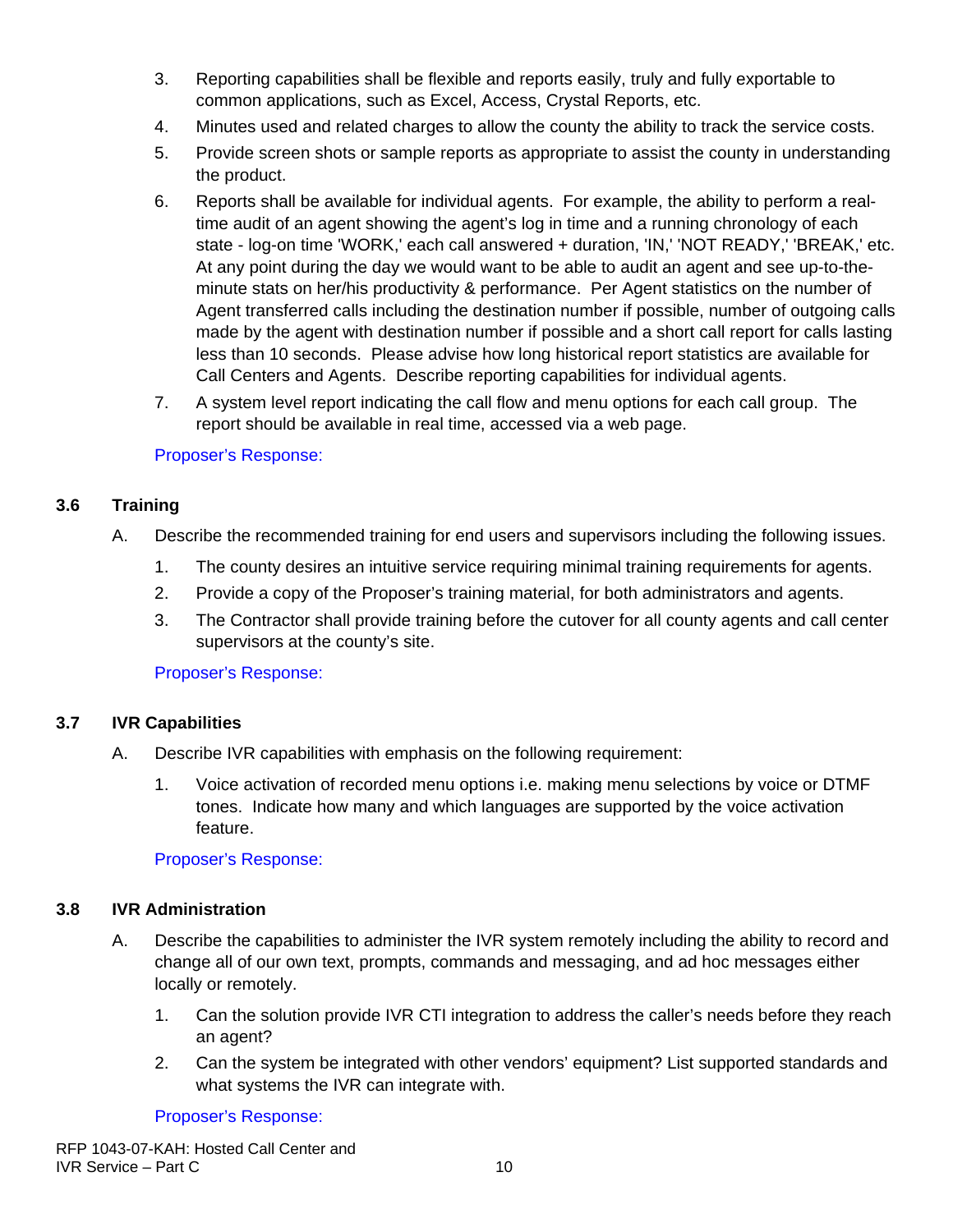3. Reporting capabilities shall be flexible and reports easily, truly and fully exportable to common applications, such as Excel, Access, Crystal Reports, etc.
4. Minutes used and related charges to allow the county the ability to track the service costs.
5. Provide screen shots or sample reports as appropriate to assist the county in understanding the product.
6. Reports shall be available for individual agents. For example, the ability to perform a real-time audit of an agent showing the agent's log in time and a running chronology of each state - log-on time 'WORK,' each call answered + duration, 'IN,' 'NOT READY,' 'BREAK,' etc. At any point during the day we would want to be able to audit an agent and see up-to-the-minute stats on her/his productivity & performance. Per Agent statistics on the number of Agent transferred calls including the destination number if possible, number of outgoing calls made by the agent with destination number if possible and a short call report for calls lasting less than 10 seconds. Please advise how long historical report statistics are available for Call Centers and Agents. Describe reporting capabilities for individual agents.
7. A system level report indicating the call flow and menu options for each call group. The report should be available in real time, accessed via a web page.

Proposer's Response:

## 3.6 Training

A. Describe the recommended training for end users and supervisors including the following issues.

1. The county desires an intuitive service requiring minimal training requirements for agents.
2. Provide a copy of the Proposer's training material, for both administrators and agents.
3. The Contractor shall provide training before the cutover for all county agents and call center supervisors at the county's site.

Proposer's Response:

## 3.7 IVR Capabilities

A. Describe IVR capabilities with emphasis on the following requirement:

1. Voice activation of recorded menu options i.e. making menu selections by voice or DTMF tones. Indicate how many and which languages are supported by the voice activation feature.

Proposer's Response:

## 3.8 IVR Administration

A. Describe the capabilities to administer the IVR system remotely including the ability to record and change all of our own text, prompts, commands and messaging, and ad hoc messages either locally or remotely.

1. Can the solution provide IVR CTI integration to address the caller's needs before they reach an agent?
2. Can the system be integrated with other vendors' equipment? List supported standards and what systems the IVR can integrate with.

Proposer's Response: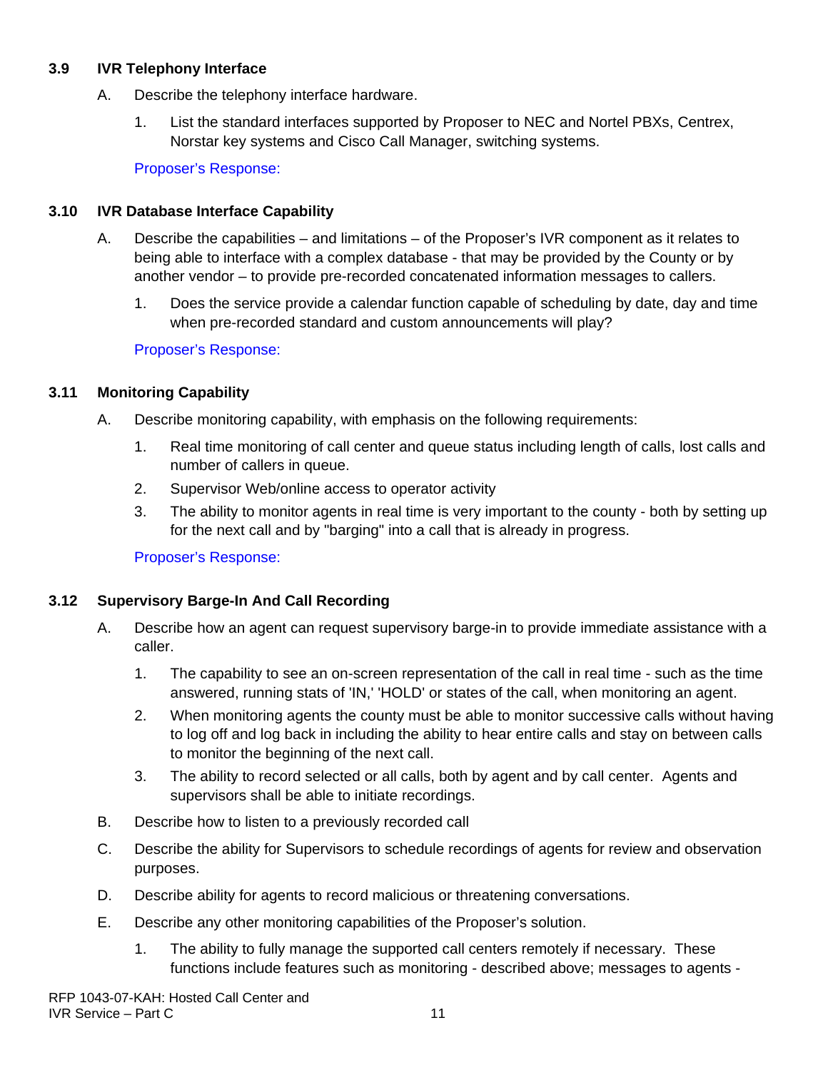### 3.9 IVR Telephony Interface

A. Describe the telephony interface hardware.

1. List the standard interfaces supported by Proposer to NEC and Nortel PBXs, Centrex, Norstar key systems and Cisco Call Manager, switching systems.

Proposer's Response:

### 3.10 IVR Database Interface Capability

A. Describe the capabilities – and limitations – of the Proposer's IVR component as it relates to being able to interface with a complex database - that may be provided by the County or by another vendor – to provide pre-recorded concatenated information messages to callers.

1. Does the service provide a calendar function capable of scheduling by date, day and time when pre-recorded standard and custom announcements will play?

Proposer's Response:

### 3.11 Monitoring Capability

A. Describe monitoring capability, with emphasis on the following requirements:

1. Real time monitoring of call center and queue status including length of calls, lost calls and number of callers in queue.
2. Supervisor Web/online access to operator activity
3. The ability to monitor agents in real time is very important to the county - both by setting up for the next call and by "barging" into a call that is already in progress.

Proposer's Response:

### 3.12 Supervisory Barge-In And Call Recording

A. Describe how an agent can request supervisory barge-in to provide immediate assistance with a caller.

1. The capability to see an on-screen representation of the call in real time - such as the time answered, running stats of 'IN,' 'HOLD' or states of the call, when monitoring an agent.
2. When monitoring agents the county must be able to monitor successive calls without having to log off and log back in including the ability to hear entire calls and stay on between calls to monitor the beginning of the next call.
3. The ability to record selected or all calls, both by agent and by call center. Agents and supervisors shall be able to initiate recordings.

B. Describe how to listen to a previously recorded call

C. Describe the ability for Supervisors to schedule recordings of agents for review and observation purposes.

D. Describe ability for agents to record malicious or threatening conversations.

E. Describe any other monitoring capabilities of the Proposer's solution.

1. The ability to fully manage the supported call centers remotely if necessary. These functions include features such as monitoring - described above; messages to agents -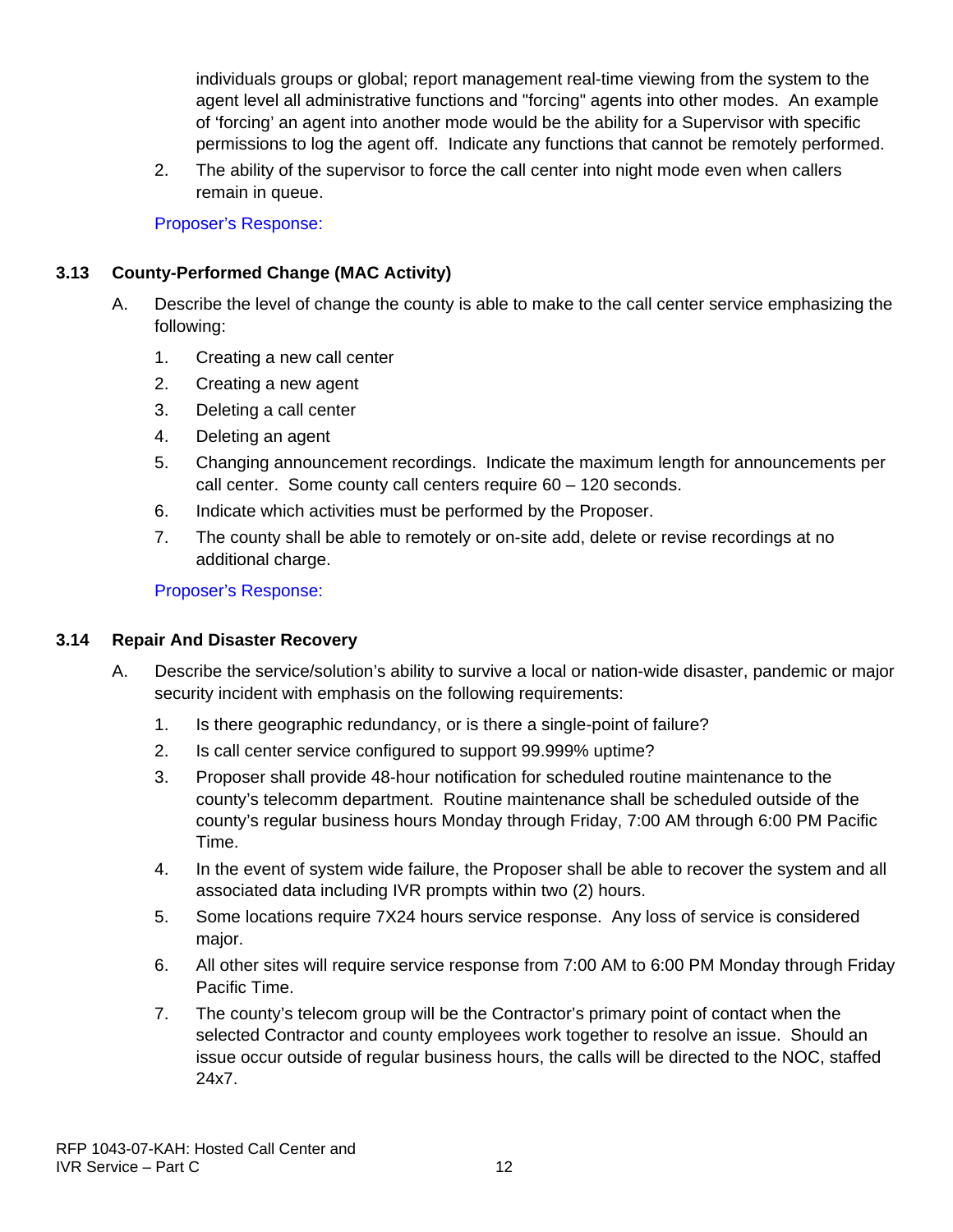individuals groups or global; report management real-time viewing from the system to the agent level all administrative functions and "forcing" agents into other modes. An example of 'forcing' an agent into another mode would be the ability for a Supervisor with specific permissions to log the agent off. Indicate any functions that cannot be remotely performed.

2. The ability of the supervisor to force the call center into night mode even when callers remain in queue.

Proposer's Response:

### 3.13 County-Performed Change (MAC Activity)

A. Describe the level of change the county is able to make to the call center service emphasizing the following:

1. Creating a new call center
2. Creating a new agent
3. Deleting a call center
4. Deleting an agent
5. Changing announcement recordings. Indicate the maximum length for announcements per call center. Some county call centers require 60 – 120 seconds.
6. Indicate which activities must be performed by the Proposer.
7. The county shall be able to remotely or on-site add, delete or revise recordings at no additional charge.

Proposer's Response:

### 3.14 Repair And Disaster Recovery

A. Describe the service/solution's ability to survive a local or nation-wide disaster, pandemic or major security incident with emphasis on the following requirements:

1. Is there geographic redundancy, or is there a single-point of failure?
2. Is call center service configured to support 99.999% uptime?
3. Proposer shall provide 48-hour notification for scheduled routine maintenance to the county's telecomm department. Routine maintenance shall be scheduled outside of the county's regular business hours Monday through Friday, 7:00 AM through 6:00 PM Pacific Time.
4. In the event of system wide failure, the Proposer shall be able to recover the system and all associated data including IVR prompts within two (2) hours.
5. Some locations require 7X24 hours service response. Any loss of service is considered major.
6. All other sites will require service response from 7:00 AM to 6:00 PM Monday through Friday Pacific Time.
7. The county's telecom group will be the Contractor's primary point of contact when the selected Contractor and county employees work together to resolve an issue. Should an issue occur outside of regular business hours, the calls will be directed to the NOC, staffed 24x7.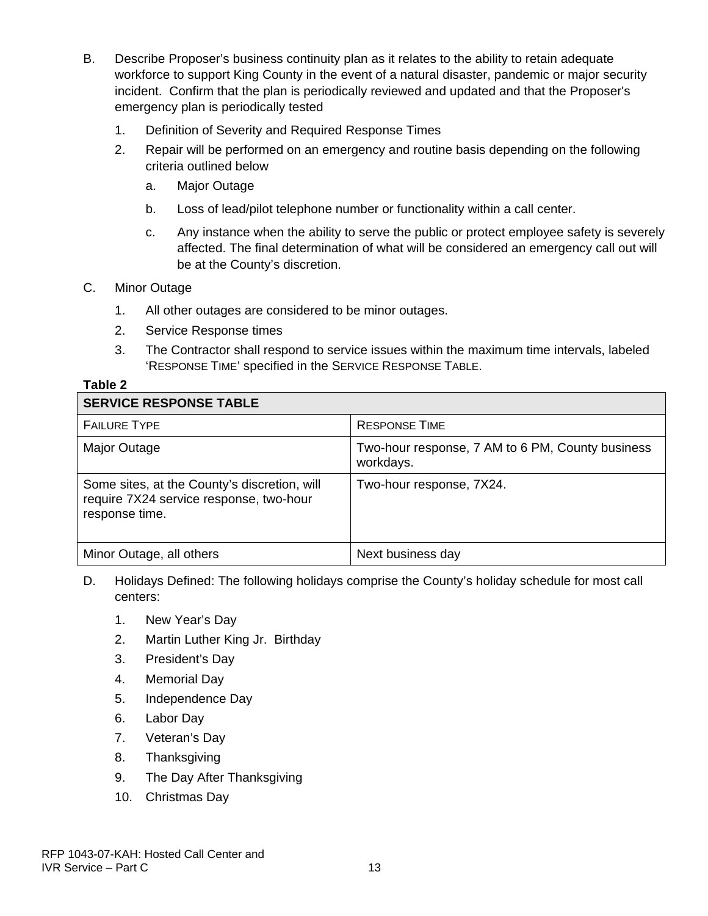B. Describe Proposer's business continuity plan as it relates to the ability to retain adequate workforce to support King County in the event of a natural disaster, pandemic or major security incident. Confirm that the plan is periodically reviewed and updated and that the Proposer's emergency plan is periodically tested

1. Definition of Severity and Required Response Times
2. Repair will be performed on an emergency and routine basis depending on the following criteria outlined below
   a. Major Outage
   b. Loss of lead/pilot telephone number or functionality within a call center.
   c. Any instance when the ability to serve the public or protect employee safety is severely affected. The final determination of what will be considered an emergency call out will be at the County's discretion.

C. Minor Outage

1. All other outages are considered to be minor outages.
2. Service Response times
3. The Contractor shall respond to service issues within the maximum time intervals, labeled 'RESPONSE TIME' specified in the SERVICE RESPONSE TABLE.

**Table 2**

| **SERVICE RESPONSE TABLE** | |
|---|---|
| FAILURE TYPE | RESPONSE TIME |
| Major Outage | Two-hour response, 7 AM to 6 PM, County business workdays. |
| Some sites, at the County's discretion, will require 7X24 service response, two-hour response time. | Two-hour response, 7X24. |
| Minor Outage, all others | Next business day |

D. Holidays Defined: The following holidays comprise the County's holiday schedule for most call centers:

1. New Year's Day
2. Martin Luther King Jr. Birthday
3. President's Day
4. Memorial Day
5. Independence Day
6. Labor Day
7. Veteran's Day
8. Thanksgiving
9. The Day After Thanksgiving
10. Christmas Day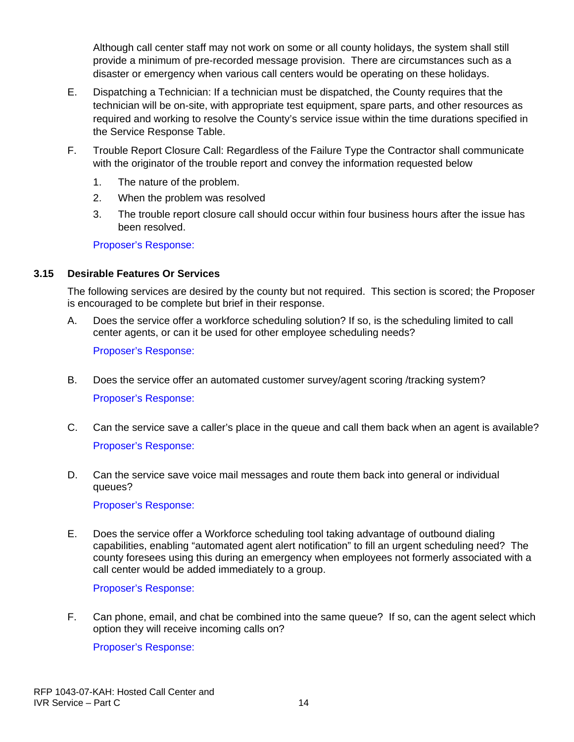Although call center staff may not work on some or all county holidays, the system shall still provide a minimum of pre-recorded message provision. There are circumstances such as a disaster or emergency when various call centers would be operating on these holidays.

E. Dispatching a Technician: If a technician must be dispatched, the County requires that the technician will be on-site, with appropriate test equipment, spare parts, and other resources as required and working to resolve the County's service issue within the time durations specified in the Service Response Table.

F. Trouble Report Closure Call: Regardless of the Failure Type the Contractor shall communicate with the originator of the trouble report and convey the information requested below

1. The nature of the problem.
2. When the problem was resolved
3. The trouble report closure call should occur within four business hours after the issue has been resolved.

Proposer's Response:

### 3.15 Desirable Features Or Services

The following services are desired by the county but not required. This section is scored; the Proposer is encouraged to be complete but brief in their response.

A. Does the service offer a workforce scheduling solution? If so, is the scheduling limited to call center agents, or can it be used for other employee scheduling needs?

Proposer's Response:

B. Does the service offer an automated customer survey/agent scoring /tracking system?

Proposer's Response:

C. Can the service save a caller's place in the queue and call them back when an agent is available?

Proposer's Response:

D. Can the service save voice mail messages and route them back into general or individual queues?

Proposer's Response:

E. Does the service offer a Workforce scheduling tool taking advantage of outbound dialing capabilities, enabling "automated agent alert notification" to fill an urgent scheduling need? The county foresees using this during an emergency when employees not formerly associated with a call center would be added immediately to a group.

Proposer's Response:

F. Can phone, email, and chat be combined into the same queue? If so, can the agent select which option they will receive incoming calls on?

Proposer's Response: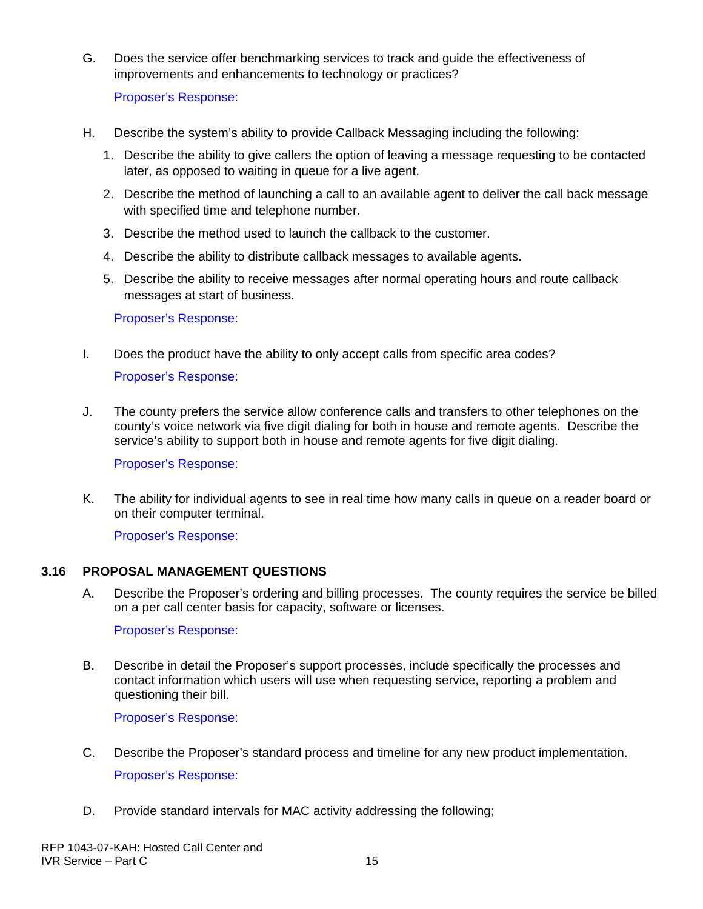G. Does the service offer benchmarking services to track and guide the effectiveness of improvements and enhancements to technology or practices?

Proposer's Response:

H. Describe the system's ability to provide Callback Messaging including the following:

1. Describe the ability to give callers the option of leaving a message requesting to be contacted later, as opposed to waiting in queue for a live agent.
2. Describe the method of launching a call to an available agent to deliver the call back message with specified time and telephone number.
3. Describe the method used to launch the callback to the customer.
4. Describe the ability to distribute callback messages to available agents.
5. Describe the ability to receive messages after normal operating hours and route callback messages at start of business.

Proposer's Response:

I. Does the product have the ability to only accept calls from specific area codes?

Proposer's Response:

J. The county prefers the service allow conference calls and transfers to other telephones on the county's voice network via five digit dialing for both in house and remote agents. Describe the service's ability to support both in house and remote agents for five digit dialing.

Proposer's Response:

K. The ability for individual agents to see in real time how many calls in queue on a reader board or on their computer terminal.

Proposer's Response:

## 3.16 PROPOSAL MANAGEMENT QUESTIONS

A. Describe the Proposer's ordering and billing processes. The county requires the service be billed on a per call center basis for capacity, software or licenses.

Proposer's Response:

B. Describe in detail the Proposer's support processes, include specifically the processes and contact information which users will use when requesting service, reporting a problem and questioning their bill.

Proposer's Response:

C. Describe the Proposer's standard process and timeline for any new product implementation.

Proposer's Response:

D. Provide standard intervals for MAC activity addressing the following;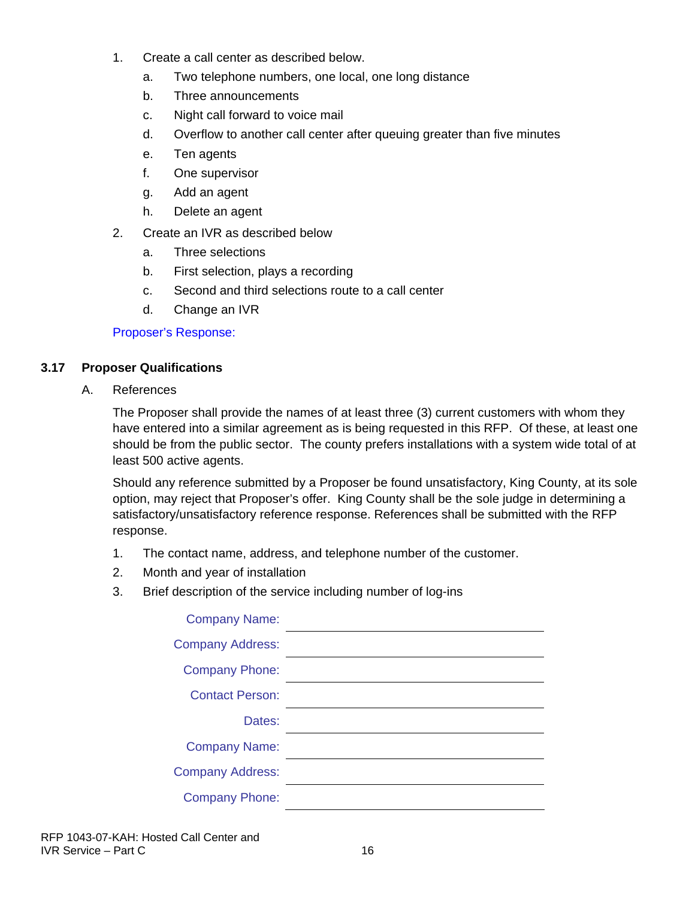1. Create a call center as described below.
   a. Two telephone numbers, one local, one long distance
   b. Three announcements
   c. Night call forward to voice mail
   d. Overflow to another call center after queuing greater than five minutes
   e. Ten agents
   f. One supervisor
   g. Add an agent
   h. Delete an agent
2. Create an IVR as described below
   a. Three selections
   b. First selection, plays a recording
   c. Second and third selections route to a call center
   d. Change an IVR

Proposer's Response:

## 3.17 Proposer Qualifications

A. References

The Proposer shall provide the names of at least three (3) current customers with whom they have entered into a similar agreement as is being requested in this RFP. Of these, at least one should be from the public sector. The county prefers installations with a system wide total of at least 500 active agents.

Should any reference submitted by a Proposer be found unsatisfactory, King County, at its sole option, may reject that Proposer's offer. King County shall be the sole judge in determining a satisfactory/unsatisfactory reference response. References shall be submitted with the RFP response.

1. The contact name, address, and telephone number of the customer.
2. Month and year of installation
3. Brief description of the service including number of log-ins

Company Name: ______________________________

Company Address: ______________________________

Company Phone: ______________________________

Contact Person: ______________________________

Dates: ______________________________

Company Name: ______________________________

Company Address: ______________________________

Company Phone: ______________________________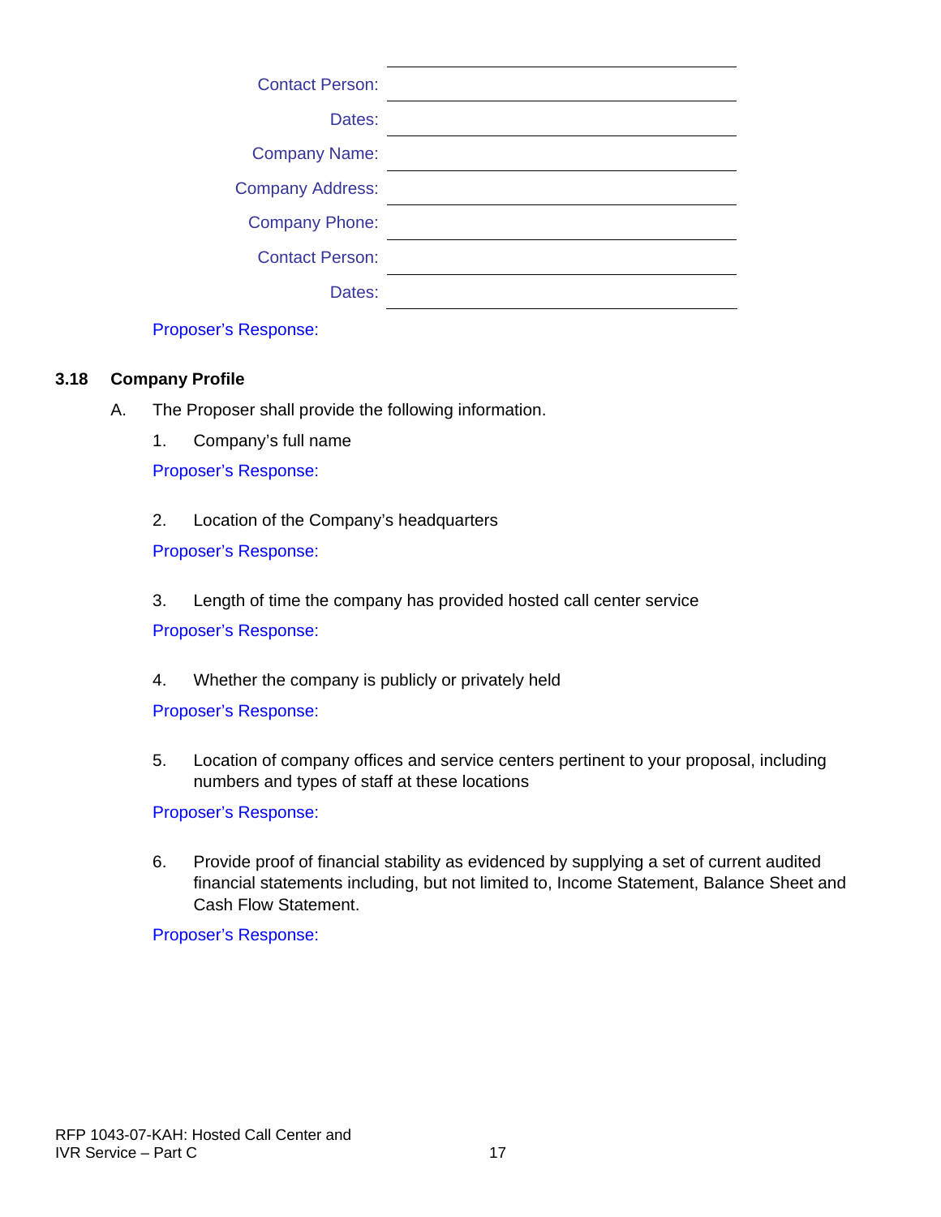Contact Person: \_\_\_\_\_\_\_\_\_\_\_\_\_\_\_\_\_\_\_\_\_\_\_\_\_\_\_\_\_\_

Dates: \_\_\_\_\_\_\_\_\_\_\_\_\_\_\_\_\_\_\_\_\_\_\_\_\_\_\_\_\_\_

Company Name: \_\_\_\_\_\_\_\_\_\_\_\_\_\_\_\_\_\_\_\_\_\_\_\_\_\_\_\_\_\_

Company Address: \_\_\_\_\_\_\_\_\_\_\_\_\_\_\_\_\_\_\_\_\_\_\_\_\_\_\_\_\_\_

Company Phone: \_\_\_\_\_\_\_\_\_\_\_\_\_\_\_\_\_\_\_\_\_\_\_\_\_\_\_\_\_\_

Contact Person: \_\_\_\_\_\_\_\_\_\_\_\_\_\_\_\_\_\_\_\_\_\_\_\_\_\_\_\_\_\_

Dates: \_\_\_\_\_\_\_\_\_\_\_\_\_\_\_\_\_\_\_\_\_\_\_\_\_\_\_\_\_\_

Proposer's Response:

### 3.18 Company Profile

A. The Proposer shall provide the following information.

1. Company's full name

Proposer's Response:

2. Location of the Company's headquarters

Proposer's Response:

3. Length of time the company has provided hosted call center service

Proposer's Response:

4. Whether the company is publicly or privately held

Proposer's Response:

5. Location of company offices and service centers pertinent to your proposal, including numbers and types of staff at these locations

Proposer's Response:

6. Provide proof of financial stability as evidenced by supplying a set of current audited financial statements including, but not limited to, Income Statement, Balance Sheet and Cash Flow Statement.

Proposer's Response: